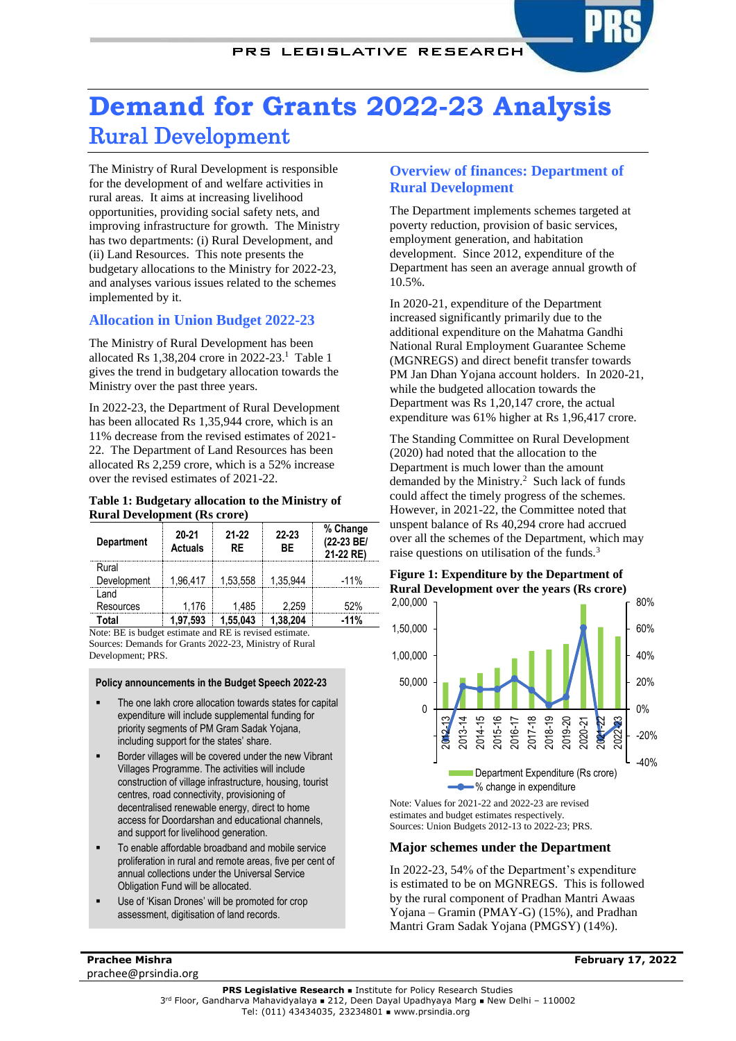# Demand for Grants 2022-23 Analysis

## Rural Development

The Ministry of Rural Development is responsible for the development of and welfare activities in rural areas. It aims at increasing livelihood opportunities, providing social safety nets, and improving infrastructure for growth. The Ministry has two departments: (i) Rural Development, and (ii) Land Resources. This note presents the budgetary allocations to the Ministry for 2022-23, and analyses various issues related to the schemes implemented by it.

### Allocation in Union Budget 2022-23

The Ministry of Rural Development has been allocated Rs 1,38,204 crore in 2022-23.[1] Table 1 gives the trend in budgetary allocation towards the Ministry over the past three years.

In 2022-23, the Department of Rural Development has been allocated Rs 1,35,944 crore, which is an 11% decrease from the revised estimates of 2021-22. The Department of Land Resources has been allocated Rs 2,259 crore, which is a 52% increase over the revised estimates of 2021-22.

**Table 1: Budgetary allocation to the Ministry of Rural Development (Rs crore)**

| Department | 20-21 Actuals | 21-22 RE | 22-23 BE | % Change (22-23 BE/ 21-22 RE) |
|---|---|---|---|---|
| Rural Development | 1,96,417 | 1,53,558 | 1,35,944 | -11% |
| Land Resources | 1,176 | 1,485 | 2,259 | 52% |
| **Total** | **1,97,593** | **1,55,043** | **1,38,204** | **-11%** |

Note: BE is budget estimate and RE is revised estimate.
Sources: Demands for Grants 2022-23, Ministry of Rural Development; PRS.

**Policy announcements in the Budget Speech 2022-23**

- The one lakh crore allocation towards states for capital expenditure will include supplemental funding for priority segments of PM Gram Sadak Yojana, including support for the states' share.
- Border villages will be covered under the new Vibrant Villages Programme. The activities will include construction of village infrastructure, housing, tourist centres, road connectivity, provisioning of decentralised renewable energy, direct to home access for Doordarshan and educational channels, and support for livelihood generation.
- To enable affordable broadband and mobile service proliferation in rural and remote areas, five per cent of annual collections under the Universal Service Obligation Fund will be allocated.
- Use of 'Kisan Drones' will be promoted for crop assessment, digitisation of land records.

### Overview of finances: Department of Rural Development

The Department implements schemes targeted at poverty reduction, provision of basic services, employment generation, and habitation development. Since 2012, expenditure of the Department has seen an average annual growth of 10.5%.

In 2020-21, expenditure of the Department increased significantly primarily due to the additional expenditure on the Mahatma Gandhi National Rural Employment Guarantee Scheme (MGNREGS) and direct benefit transfer towards PM Jan Dhan Yojana account holders. In 2020-21, while the budgeted allocation towards the Department was Rs 1,20,147 crore, the actual expenditure was 61% higher at Rs 1,96,417 crore.

The Standing Committee on Rural Development (2020) had noted that the allocation to the Department is much lower than the amount demanded by the Ministry.[2] Such lack of funds could affect the timely progress of the schemes. However, in 2021-22, the Committee noted that unspent balance of Rs 40,294 crore had accrued over all the schemes of the Department, which may raise questions on utilisation of the funds.[3]

**Figure 1: Expenditure by the Department of Rural Development over the years (Rs crore)**

Note: Values for 2021-22 and 2022-23 are revised estimates and budget estimates respectively.
Sources: Union Budgets 2012-13 to 2022-23; PRS.

### Major schemes under the Department

In 2022-23, 54% of the Department's expenditure is estimated to be on MGNREGS. This is followed by the rural component of Pradhan Mantri Awaas Yojana – Gramin (PMAY-G) (15%), and Pradhan Mantri Gram Sadak Yojana (PMGSY) (14%).

**Prachee Mishra**
prachee@prsindia.org

**February 17, 2022**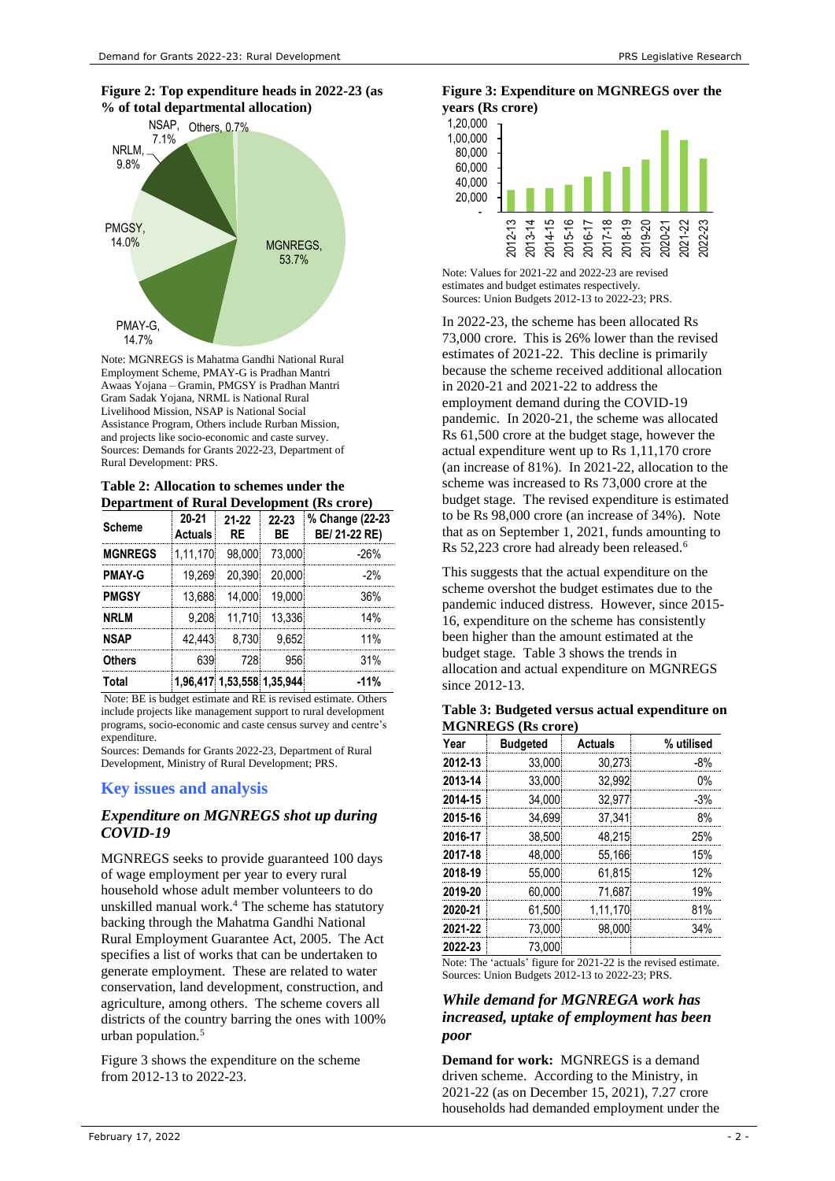**Figure 2: Top expenditure heads in 2022-23 (as % of total departmental allocation)**

Note: MGNREGS is Mahatma Gandhi National Rural Employment Scheme, PMAY-G is Pradhan Mantri Awaas Yojana – Gramin, PMGSY is Pradhan Mantri Gram Sadak Yojana, NRML is National Rural Livelihood Mission, NSAP is National Social Assistance Program, Others include Rurban Mission, and projects like socio-economic and caste survey.
Sources: Demands for Grants 2022-23, Department of Rural Development: PRS.

**Table 2: Allocation to schemes under the Department of Rural Development (Rs crore)**

| Scheme | 20-21 Actuals | 21-22 RE | 22-23 BE | % Change (22-23 BE/ 21-22 RE) |
|---|---|---|---|---|
| **MGNREGS** | 1,11,170 | 98,000 | 73,000 | -26% |
| **PMAY-G** | 19,269 | 20,390 | 20,000 | -2% |
| **PMGSY** | 13,688 | 14,000 | 19,000 | 36% |
| **NRLM** | 9,208 | 11,710 | 13,336 | 14% |
| **NSAP** | 42,443 | 8,730 | 9,652 | 11% |
| **Others** | 639 | 728 | 956 | 31% |
| **Total** | **1,96,417** | **1,53,558** | **1,35,944** | **-11%** |

Note: BE is budget estimate and RE is revised estimate. Others include projects like management support to rural development programs, socio-economic and caste census survey and centre's expenditure.
Sources: Demands for Grants 2022-23, Department of Rural Development, Ministry of Rural Development; PRS.

## Key issues and analysis

### *Expenditure on MGNREGS shot up during COVID-19*

MGNREGS seeks to provide guaranteed 100 days of wage employment per year to every rural household whose adult member volunteers to do unskilled manual work.[4] The scheme has statutory backing through the Mahatma Gandhi National Rural Employment Guarantee Act, 2005. The Act specifies a list of works that can be undertaken to generate employment. These are related to water conservation, land development, construction, and agriculture, among others. The scheme covers all districts of the country barring the ones with 100% urban population.[5]

Figure 3 shows the expenditure on the scheme from 2012-13 to 2022-23.

**Figure 3: Expenditure on MGNREGS over the years (Rs crore)**

Note: Values for 2021-22 and 2022-23 are revised estimates and budget estimates respectively.
Sources: Union Budgets 2012-13 to 2022-23; PRS.

In 2022-23, the scheme has been allocated Rs 73,000 crore. This is 26% lower than the revised estimates of 2021-22. This decline is primarily because the scheme received additional allocation in 2020-21 and 2021-22 to address the employment demand during the COVID-19 pandemic. In 2020-21, the scheme was allocated Rs 61,500 crore at the budget stage, however the actual expenditure went up to Rs 1,11,170 crore (an increase of 81%). In 2021-22, allocation to the scheme was increased to Rs 73,000 crore at the budget stage. The revised expenditure is estimated to be Rs 98,000 crore (an increase of 34%). Note that as on September 1, 2021, funds amounting to Rs 52,223 crore had already been released.[6]

This suggests that the actual expenditure on the scheme overshot the budget estimates due to the pandemic induced distress. However, since 2015-16, expenditure on the scheme has consistently been higher than the amount estimated at the budget stage. Table 3 shows the trends in allocation and actual expenditure on MGNREGS since 2012-13.

**Table 3: Budgeted versus actual expenditure on MGNREGS (Rs crore)**

| Year | Budgeted | Actuals | % utilised |
|---|---|---|---|
| **2012-13** | 33,000 | 30,273 | -8% |
| **2013-14** | 33,000 | 32,992 | 0% |
| **2014-15** | 34,000 | 32,977 | -3% |
| **2015-16** | 34,699 | 37,341 | 8% |
| **2016-17** | 38,500 | 48,215 | 25% |
| **2017-18** | 48,000 | 55,166 | 15% |
| **2018-19** | 55,000 | 61,815 | 12% |
| **2019-20** | 60,000 | 71,687 | 19% |
| **2020-21** | 61,500 | 1,11,170 | 81% |
| **2021-22** | 73,000 | 98,000 | 34% |
| **2022-23** | 73,000 | | |

Note: The 'actuals' figure for 2021-22 is the revised estimate.
Sources: Union Budgets 2012-13 to 2022-23; PRS.

### *While demand for MGNREGA work has increased, uptake of employment has been poor*

**Demand for work:** MGNREGS is a demand driven scheme. According to the Ministry, in 2021-22 (as on December 15, 2021), 7.27 crore households had demanded employment under the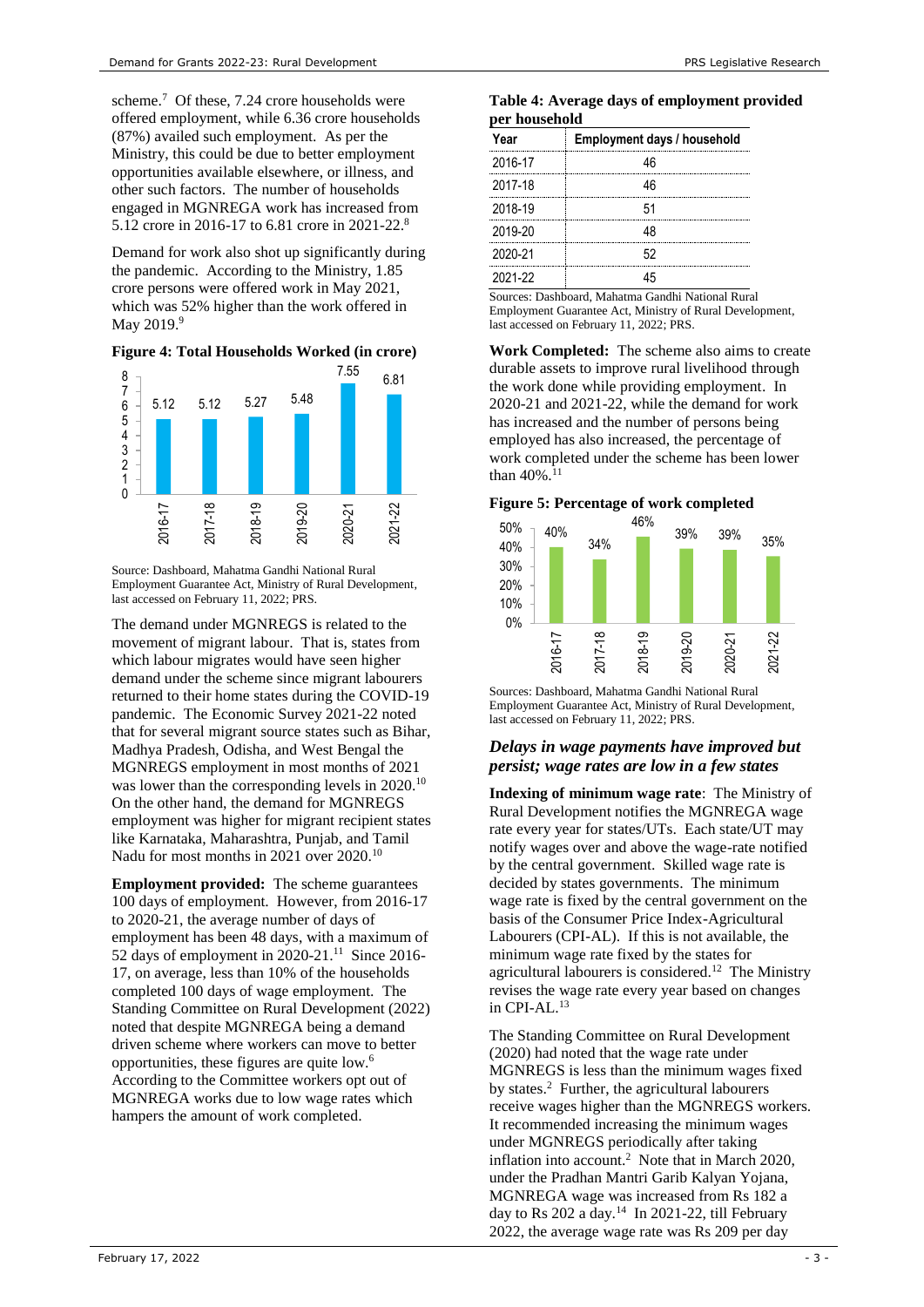scheme.[7] Of these, 7.24 crore households were offered employment, while 6.36 crore households (87%) availed such employment. As per the Ministry, this could be due to better employment opportunities available elsewhere, or illness, and other such factors. The number of households engaged in MGNREGA work has increased from 5.12 crore in 2016-17 to 6.81 crore in 2021-22.[8]

Demand for work also shot up significantly during the pandemic. According to the Ministry, 1.85 crore persons were offered work in May 2021, which was 52% higher than the work offered in May 2019.[9]

**Figure 4: Total Households Worked (in crore)**

| Year | Households (crore) |
|---|---|
| 2016-17 | 5.12 |
| 2017-18 | 5.12 |
| 2018-19 | 5.27 |
| 2019-20 | 5.48 |
| 2020-21 | 7.55 |
| 2021-22 | 6.81 |

Source: Dashboard, Mahatma Gandhi National Rural Employment Guarantee Act, Ministry of Rural Development, last accessed on February 11, 2022; PRS.

The demand under MGNREGS is related to the movement of migrant labour. That is, states from which labour migrates would have seen higher demand under the scheme since migrant labourers returned to their home states during the COVID-19 pandemic. The Economic Survey 2021-22 noted that for several migrant source states such as Bihar, Madhya Pradesh, Odisha, and West Bengal the MGNREGS employment in most months of 2021 was lower than the corresponding levels in 2020.[10] On the other hand, the demand for MGNREGS employment was higher for migrant recipient states like Karnataka, Maharashtra, Punjab, and Tamil Nadu for most months in 2021 over 2020.[10]

**Employment provided:** The scheme guarantees 100 days of employment. However, from 2016-17 to 2020-21, the average number of days of employment has been 48 days, with a maximum of 52 days of employment in 2020-21.[11] Since 2016-17, on average, less than 10% of the households completed 100 days of wage employment. The Standing Committee on Rural Development (2022) noted that despite MGNREGA being a demand driven scheme where workers can move to better opportunities, these figures are quite low.[6] According to the Committee workers opt out of MGNREGA works due to low wage rates which hampers the amount of work completed.

**Table 4: Average days of employment provided per household**

| Year | Employment days / household |
|---|---|
| 2016-17 | 46 |
| 2017-18 | 46 |
| 2018-19 | 51 |
| 2019-20 | 48 |
| 2020-21 | 52 |
| 2021-22 | 45 |

Sources: Dashboard, Mahatma Gandhi National Rural Employment Guarantee Act, Ministry of Rural Development, last accessed on February 11, 2022; PRS.

**Work Completed:** The scheme also aims to create durable assets to improve rural livelihood through the work done while providing employment. In 2020-21 and 2021-22, while the demand for work has increased and the number of persons being employed has also increased, the percentage of work completed under the scheme has been lower than 40%.[11]

**Figure 5: Percentage of work completed**

| Year | Work completed |
|---|---|
| 2016-17 | 40% |
| 2017-18 | 34% |
| 2018-19 | 46% |
| 2019-20 | 39% |
| 2020-21 | 39% |
| 2021-22 | 35% |

Sources: Dashboard, Mahatma Gandhi National Rural Employment Guarantee Act, Ministry of Rural Development, last accessed on February 11, 2022; PRS.

### *Delays in wage payments have improved but persist; wage rates are low in a few states*

**Indexing of minimum wage rate**: The Ministry of Rural Development notifies the MGNREGA wage rate every year for states/UTs. Each state/UT may notify wages over and above the wage-rate notified by the central government. Skilled wage rate is decided by states governments. The minimum wage rate is fixed by the central government on the basis of the Consumer Price Index-Agricultural Labourers (CPI-AL). If this is not available, the minimum wage rate fixed by the states for agricultural labourers is considered.[12] The Ministry revises the wage rate every year based on changes in CPI-AL.[13]

The Standing Committee on Rural Development (2020) had noted that the wage rate under MGNREGS is less than the minimum wages fixed by states.[2] Further, the agricultural labourers receive wages higher than the MGNREGS workers. It recommended increasing the minimum wages under MGNREGS periodically after taking inflation into account.[2] Note that in March 2020, under the Pradhan Mantri Garib Kalyan Yojana, MGNREGA wage was increased from Rs 182 a day to Rs 202 a day.[14] In 2021-22, till February 2022, the average wage rate was Rs 209 per day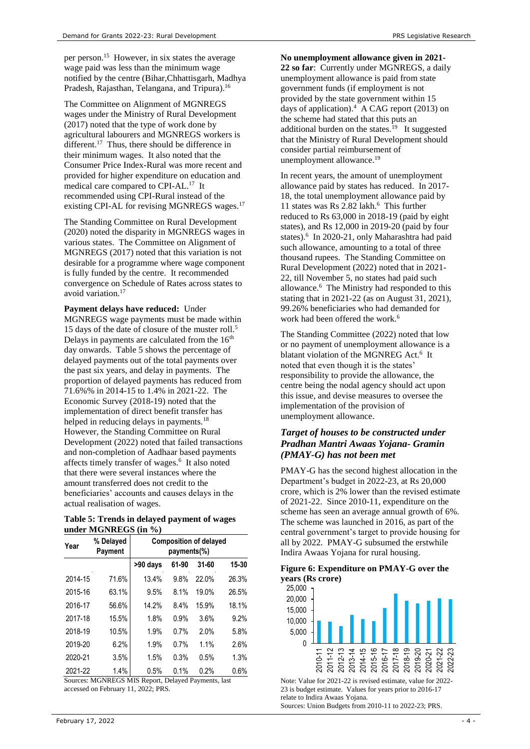per person.[15] However, in six states the average wage paid was less than the minimum wage notified by the centre (Bihar,Chhattisgarh, Madhya Pradesh, Rajasthan, Telangana, and Tripura).[16]

The Committee on Alignment of MGNREGS wages under the Ministry of Rural Development (2017) noted that the type of work done by agricultural labourers and MGNREGS workers is different.[17] Thus, there should be difference in their minimum wages. It also noted that the Consumer Price Index-Rural was more recent and provided for higher expenditure on education and medical care compared to CPI-AL.[17] It recommended using CPI-Rural instead of the existing CPI-AL for revising MGNREGS wages.[17]

The Standing Committee on Rural Development (2020) noted the disparity in MGNREGS wages in various states. The Committee on Alignment of MGNREGS (2017) noted that this variation is not desirable for a programme where wage component is fully funded by the centre. It recommended convergence on Schedule of Rates across states to avoid variation.[17]

**Payment delays have reduced:** Under MGNREGS wage payments must be made within 15 days of the date of closure of the muster roll.[5] Delays in payments are calculated from the 16th day onwards. Table 5 shows the percentage of delayed payments out of the total payments over the past six years, and delay in payments. The proportion of delayed payments has reduced from 71.6%% in 2014-15 to 1.4% in 2021-22. The Economic Survey (2018-19) noted that the implementation of direct benefit transfer has helped in reducing delays in payments.[18] However, the Standing Committee on Rural Development (2022) noted that failed transactions and non-completion of Aadhaar based payments affects timely transfer of wages.[6] It also noted that there were several instances where the amount transferred does not credit to the beneficiaries' accounts and causes delays in the actual realisation of wages.

**Table 5: Trends in delayed payment of wages under MGNREGS (in %)**

| Year | % Delayed Payment | Composition of delayed payments(%) | | | |
|---|---|---|---|---|---|
| | | >90 days | 61-90 | 31-60 | 15-30 |
| 2014-15 | 71.6% | 13.4% | 9.8% | 22.0% | 26.3% |
| 2015-16 | 63.1% | 9.5% | 8.1% | 19.0% | 26.5% |
| 2016-17 | 56.6% | 14.2% | 8.4% | 15.9% | 18.1% |
| 2017-18 | 15.5% | 1.8% | 0.9% | 3.6% | 9.2% |
| 2018-19 | 10.5% | 1.9% | 0.7% | 2.0% | 5.8% |
| 2019-20 | 6.2% | 1.9% | 0.7% | 1.1% | 2.6% |
| 2020-21 | 3.5% | 1.5% | 0.3% | 0.5% | 1.3% |
| 2021-22 | 1.4% | 0.5% | 0.1% | 0.2% | 0.6% |

Sources: MGNREGS MIS Report, Delayed Payments, last accessed on February 11, 2022; PRS.

**No unemployment allowance given in 2021-22 so far**: Currently under MGNREGS, a daily unemployment allowance is paid from state government funds (if employment is not provided by the state government within 15 days of application).[4] A CAG report (2013) on the scheme had stated that this puts an additional burden on the states.[19] It suggested that the Ministry of Rural Development should consider partial reimbursement of unemployment allowance.[19]

In recent years, the amount of unemployment allowance paid by states has reduced. In 2017-18, the total unemployment allowance paid by 11 states was Rs 2.82 lakh.[6] This further reduced to Rs 63,000 in 2018-19 (paid by eight states), and Rs 12,000 in 2019-20 (paid by four states).[6] In 2020-21, only Maharashtra had paid such allowance, amounting to a total of three thousand rupees. The Standing Committee on Rural Development (2022) noted that in 2021-22, till November 5, no states had paid such allowance.[6] The Ministry had responded to this stating that in 2021-22 (as on August 31, 2021), 99.26% beneficiaries who had demanded for work had been offered the work.[6]

The Standing Committee (2022) noted that low or no payment of unemployment allowance is a blatant violation of the MGNREG Act.[6] It noted that even though it is the states' responsibility to provide the allowance, the centre being the nodal agency should act upon this issue, and devise measures to oversee the implementation of the provision of unemployment allowance.

### *Target of houses to be constructed under Pradhan Mantri Awaas Yojana- Gramin (PMAY-G) has not been met*

PMAY-G has the second highest allocation in the Department's budget in 2022-23, at Rs 20,000 crore, which is 2% lower than the revised estimate of 2021-22. Since 2010-11, expenditure on the scheme has seen an average annual growth of 6%. The scheme was launched in 2016, as part of the central government's target to provide housing for all by 2022. PMAY-G subsumed the erstwhile Indira Awaas Yojana for rural housing.

**Figure 6: Expenditure on PMAY-G over the years (Rs crore)**

Note: Value for 2021-22 is revised estimate, value for 2022-23 is budget estimate. Values for years prior to 2016-17 relate to Indira Awaas Yojana.
Sources: Union Budgets from 2010-11 to 2022-23; PRS.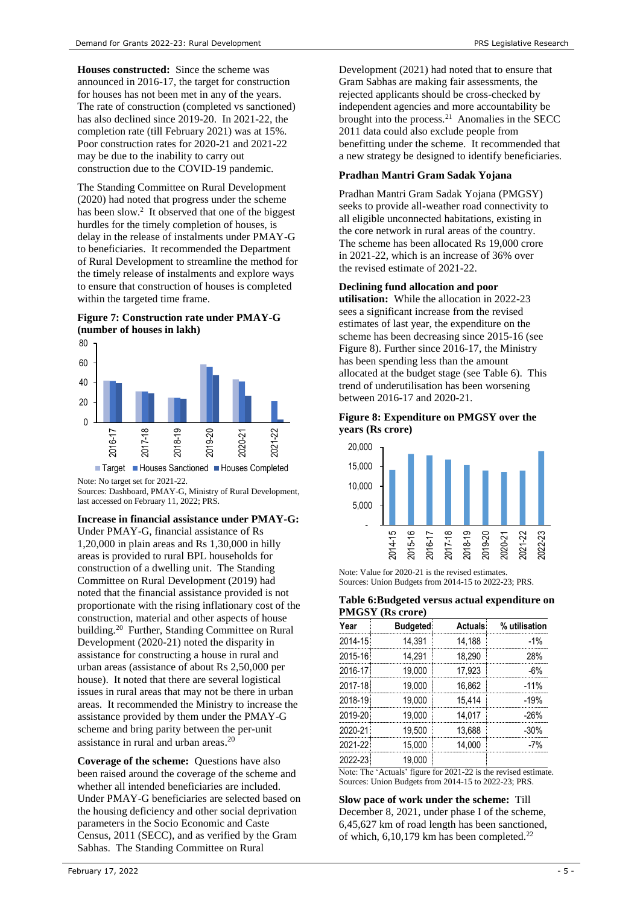**Houses constructed:** Since the scheme was announced in 2016-17, the target for construction for houses has not been met in any of the years. The rate of construction (completed vs sanctioned) has also declined since 2019-20. In 2021-22, the completion rate (till February 2021) was at 15%. Poor construction rates for 2020-21 and 2021-22 may be due to the inability to carry out construction due to the COVID-19 pandemic.

The Standing Committee on Rural Development (2020) had noted that progress under the scheme has been slow.[2] It observed that one of the biggest hurdles for the timely completion of houses, is delay in the release of instalments under PMAY-G to beneficiaries. It recommended the Department of Rural Development to streamline the method for the timely release of instalments and explore ways to ensure that construction of houses is completed within the targeted time frame.

**Figure 7: Construction rate under PMAY-G (number of houses in lakh)**

Note: No target set for 2021-22.
Sources: Dashboard, PMAY-G, Ministry of Rural Development, last accessed on February 11, 2022; PRS.

**Increase in financial assistance under PMAY-G:** Under PMAY-G, financial assistance of Rs 1,20,000 in plain areas and Rs 1,30,000 in hilly areas is provided to rural BPL households for construction of a dwelling unit. The Standing Committee on Rural Development (2019) had noted that the financial assistance provided is not proportionate with the rising inflationary cost of the construction, material and other aspects of house building.[20] Further, Standing Committee on Rural Development (2020-21) noted the disparity in assistance for constructing a house in rural and urban areas (assistance of about Rs 2,50,000 per house). It noted that there are several logistical issues in rural areas that may not be there in urban areas. It recommended the Ministry to increase the assistance provided by them under the PMAY-G scheme and bring parity between the per-unit assistance in rural and urban areas.[20]

**Coverage of the scheme:** Questions have also been raised around the coverage of the scheme and whether all intended beneficiaries are included. Under PMAY-G beneficiaries are selected based on the housing deficiency and other social deprivation parameters in the Socio Economic and Caste Census, 2011 (SECC), and as verified by the Gram Sabhas. The Standing Committee on Rural Development (2021) had noted that to ensure that Gram Sabhas are making fair assessments, the rejected applicants should be cross-checked by independent agencies and more accountability be brought into the process.[21] Anomalies in the SECC 2011 data could also exclude people from benefitting under the scheme. It recommended that a new strategy be designed to identify beneficiaries.

### Pradhan Mantri Gram Sadak Yojana

Pradhan Mantri Gram Sadak Yojana (PMGSY) seeks to provide all-weather road connectivity to all eligible unconnected habitations, existing in the core network in rural areas of the country. The scheme has been allocated Rs 19,000 crore in 2021-22, which is an increase of 36% over the revised estimate of 2021-22.

**Declining fund allocation and poor utilisation:** While the allocation in 2022-23 sees a significant increase from the revised estimates of last year, the expenditure on the scheme has been decreasing since 2015-16 (see Figure 8). Further since 2016-17, the Ministry has been spending less than the amount allocated at the budget stage (see Table 6). This trend of underutilisation has been worsening between 2016-17 and 2020-21.

**Figure 8: Expenditure on PMGSY over the years (Rs crore)**

Note: Value for 2020-21 is the revised estimates.
Sources: Union Budgets from 2014-15 to 2022-23; PRS.

**Table 6:Budgeted versus actual expenditure on PMGSY (Rs crore)**

| Year | Budgeted | Actuals | % utilisation |
|---|---|---|---|
| 2014-15 | 14,391 | 14,188 | -1% |
| 2015-16 | 14,291 | 18,290 | 28% |
| 2016-17 | 19,000 | 17,923 | -6% |
| 2017-18 | 19,000 | 16,862 | -11% |
| 2018-19 | 19,000 | 15,414 | -19% |
| 2019-20 | 19,000 | 14,017 | -26% |
| 2020-21 | 19,500 | 13,688 | -30% |
| 2021-22 | 15,000 | 14,000 | -7% |
| 2022-23 | 19,000 | | |

Note: The 'Actuals' figure for 2021-22 is the revised estimate.
Sources: Union Budgets from 2014-15 to 2022-23; PRS.

**Slow pace of work under the scheme:** Till December 8, 2021, under phase I of the scheme, 6,45,627 km of road length has been sanctioned, of which, 6,10,179 km has been completed.[22]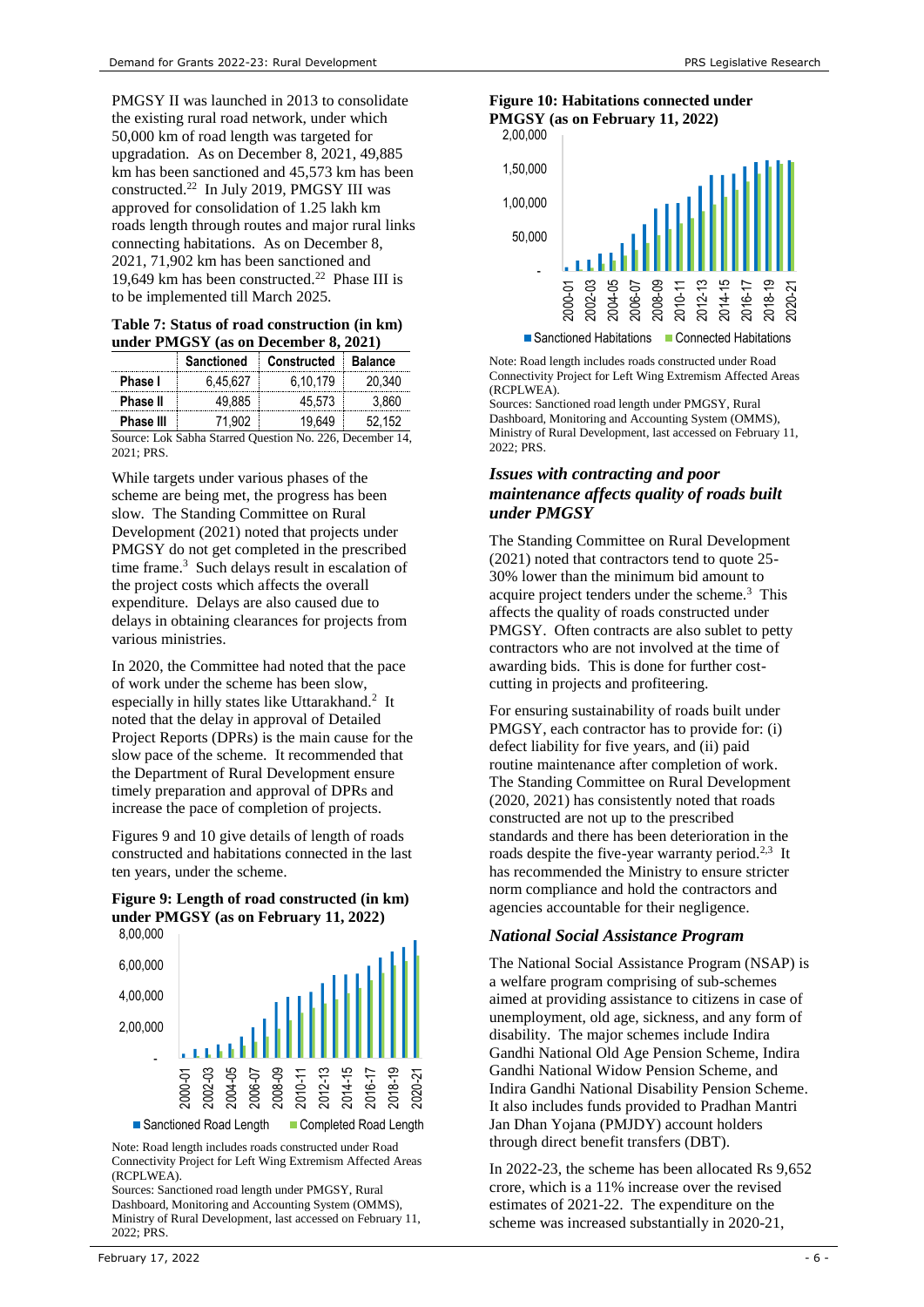PMGSY II was launched in 2013 to consolidate the existing rural road network, under which 50,000 km of road length was targeted for upgradation. As on December 8, 2021, 49,885 km has been sanctioned and 45,573 km has been constructed.[22] In July 2019, PMGSY III was approved for consolidation of 1.25 lakh km roads length through routes and major rural links connecting habitations. As on December 8, 2021, 71,902 km has been sanctioned and 19,649 km has been constructed.[22] Phase III is to be implemented till March 2025.

**Table 7: Status of road construction (in km) under PMGSY (as on December 8, 2021)**

| | Sanctioned | Constructed | Balance |
|---|---|---|---|
| **Phase I** | 6,45,627 | 6,10,179 | 20,340 |
| **Phase II** | 49,885 | 45,573 | 3,860 |
| **Phase III** | 71,902 | 19,649 | 52,152 |

Source: Lok Sabha Starred Question No. 226, December 14, 2021; PRS.

While targets under various phases of the scheme are being met, the progress has been slow. The Standing Committee on Rural Development (2021) noted that projects under PMGSY do not get completed in the prescribed time frame.[3] Such delays result in escalation of the project costs which affects the overall expenditure. Delays are also caused due to delays in obtaining clearances for projects from various ministries.

In 2020, the Committee had noted that the pace of work under the scheme has been slow, especially in hilly states like Uttarakhand.[2] It noted that the delay in approval of Detailed Project Reports (DPRs) is the main cause for the slow pace of the scheme. It recommended that the Department of Rural Development ensure timely preparation and approval of DPRs and increase the pace of completion of projects.

Figures 9 and 10 give details of length of roads constructed and habitations connected in the last ten years, under the scheme.

**Figure 9: Length of road constructed (in km) under PMGSY (as on February 11, 2022)**

Note: Road length includes roads constructed under Road Connectivity Project for Left Wing Extremism Affected Areas (RCPLWEA).
Sources: Sanctioned road length under PMGSY, Rural Dashboard, Monitoring and Accounting System (OMMS), Ministry of Rural Development, last accessed on February 11, 2022; PRS.

**Figure 10: Habitations connected under PMGSY (as on February 11, 2022)**

Note: Road length includes roads constructed under Road Connectivity Project for Left Wing Extremism Affected Areas (RCPLWEA).
Sources: Sanctioned road length under PMGSY, Rural Dashboard, Monitoring and Accounting System (OMMS), Ministry of Rural Development, last accessed on February 11, 2022; PRS.

### *Issues with contracting and poor maintenance affects quality of roads built under PMGSY*

The Standing Committee on Rural Development (2021) noted that contractors tend to quote 25-30% lower than the minimum bid amount to acquire project tenders under the scheme.[3] This affects the quality of roads constructed under PMGSY. Often contracts are also sublet to petty contractors who are not involved at the time of awarding bids. This is done for further cost-cutting in projects and profiteering.

For ensuring sustainability of roads built under PMGSY, each contractor has to provide for: (i) defect liability for five years, and (ii) paid routine maintenance after completion of work. The Standing Committee on Rural Development (2020, 2021) has consistently noted that roads constructed are not up to the prescribed standards and there has been deterioration in the roads despite the five-year warranty period.[2,3] It has recommended the Ministry to ensure stricter norm compliance and hold the contractors and agencies accountable for their negligence.

### *National Social Assistance Program*

The National Social Assistance Program (NSAP) is a welfare program comprising of sub-schemes aimed at providing assistance to citizens in case of unemployment, old age, sickness, and any form of disability. The major schemes include Indira Gandhi National Old Age Pension Scheme, Indira Gandhi National Widow Pension Scheme, and Indira Gandhi National Disability Pension Scheme. It also includes funds provided to Pradhan Mantri Jan Dhan Yojana (PMJDY) account holders through direct benefit transfers (DBT).

In 2022-23, the scheme has been allocated Rs 9,652 crore, which is a 11% increase over the revised estimates of 2021-22. The expenditure on the scheme was increased substantially in 2020-21,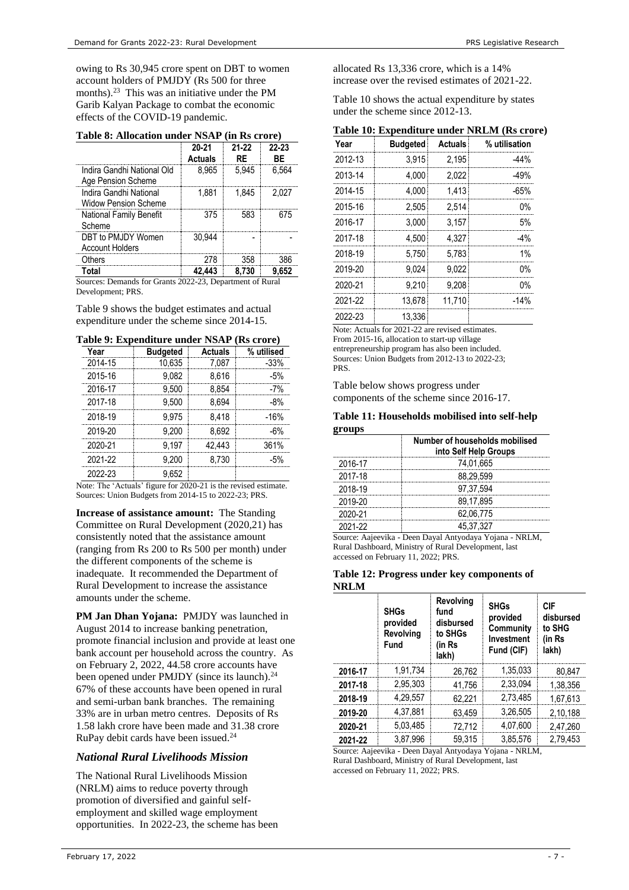owing to Rs 30,945 crore spent on DBT to women account holders of PMJDY (Rs 500 for three months).[23] This was an initiative under the PM Garib Kalyan Package to combat the economic effects of the COVID-19 pandemic.

**Table 8: Allocation under NSAP (in Rs crore)**

| | 20-21 Actuals | 21-22 RE | 22-23 BE |
|---|---|---|---|
| Indira Gandhi National Old Age Pension Scheme | 8,965 | 5,945 | 6,564 |
| Indira Gandhi National Widow Pension Scheme | 1,881 | 1,845 | 2,027 |
| National Family Benefit Scheme | 375 | 583 | 675 |
| DBT to PMJDY Women Account Holders | 30,944 | - | - |
| Others | 278 | 358 | 386 |
| **Total** | **42,443** | **8,730** | **9,652** |

Sources: Demands for Grants 2022-23, Department of Rural Development; PRS.

Table 9 shows the budget estimates and actual expenditure under the scheme since 2014-15.

**Table 9: Expenditure under NSAP (Rs crore)**

| Year | Budgeted | Actuals | % utilised |
|---|---|---|---|
| 2014-15 | 10,635 | 7,087 | -33% |
| 2015-16 | 9,082 | 8,616 | -5% |
| 2016-17 | 9,500 | 8,854 | -7% |
| 2017-18 | 9,500 | 8,694 | -8% |
| 2018-19 | 9,975 | 8,418 | -16% |
| 2019-20 | 9,200 | 8,692 | -6% |
| 2020-21 | 9,197 | 42,443 | 361% |
| 2021-22 | 9,200 | 8,730 | -5% |
| 2022-23 | 9,652 | | |

Note: The 'Actuals' figure for 2020-21 is the revised estimate.
Sources: Union Budgets from 2014-15 to 2022-23; PRS.

**Increase of assistance amount:** The Standing Committee on Rural Development (2020,21) has consistently noted that the assistance amount (ranging from Rs 200 to Rs 500 per month) under the different components of the scheme is inadequate. It recommended the Department of Rural Development to increase the assistance amounts under the scheme.

**PM Jan Dhan Yojana:** PMJDY was launched in August 2014 to increase banking penetration, promote financial inclusion and provide at least one bank account per household across the country. As on February 2, 2022, 44.58 crore accounts have been opened under PMJDY (since its launch).[24] 67% of these accounts have been opened in rural and semi-urban bank branches. The remaining 33% are in urban metro centres. Deposits of Rs 1.58 lakh crore have been made and 31.38 crore RuPay debit cards have been issued.[24]

### *National Rural Livelihoods Mission*

The National Rural Livelihoods Mission (NRLM) aims to reduce poverty through promotion of diversified and gainful self-employment and skilled wage employment opportunities. In 2022-23, the scheme has been allocated Rs 13,336 crore, which is a 14% increase over the revised estimates of 2021-22.

Table 10 shows the actual expenditure by states under the scheme since 2012-13.

**Table 10: Expenditure under NRLM (Rs crore)**

| Year | Budgeted | Actuals | % utilisation |
|---|---|---|---|
| 2012-13 | 3,915 | 2,195 | -44% |
| 2013-14 | 4,000 | 2,022 | -49% |
| 2014-15 | 4,000 | 1,413 | -65% |
| 2015-16 | 2,505 | 2,514 | 0% |
| 2016-17 | 3,000 | 3,157 | 5% |
| 2017-18 | 4,500 | 4,327 | -4% |
| 2018-19 | 5,750 | 5,783 | 1% |
| 2019-20 | 9,024 | 9,022 | 0% |
| 2020-21 | 9,210 | 9,208 | 0% |
| 2021-22 | 13,678 | 11,710 | -14% |
| 2022-23 | 13,336 | | |

Note: Actuals for 2021-22 are revised estimates.
From 2015-16, allocation to start-up village entrepreneurship program has also been included.
Sources: Union Budgets from 2012-13 to 2022-23; PRS.

Table below shows progress under components of the scheme since 2016-17.

**Table 11: Households mobilised into self-help groups**

| | Number of households mobilised into Self Help Groups |
|---|---|
| 2016-17 | 74,01,665 |
| 2017-18 | 88,29,599 |
| 2018-19 | 97,37,594 |
| 2019-20 | 89,17,895 |
| 2020-21 | 62,06,775 |
| 2021-22 | 45,37,327 |

Source: Aajeevika - Deen Dayal Antyodaya Yojana - NRLM, Rural Dashboard, Ministry of Rural Development, last accessed on February 11, 2022; PRS.

**Table 12: Progress under key components of NRLM**

| | SHGs provided Revolving Fund | Revolving fund disbursed to SHGs (in Rs lakh) | SHGs provided Community Investment Fund (CIF) | CIF disbursed to SHG (in Rs lakh) |
|---|---|---|---|---|
| **2016-17** | 1,91,734 | 26,762 | 1,35,033 | 80,847 |
| **2017-18** | 2,95,303 | 41,756 | 2,33,094 | 1,38,356 |
| **2018-19** | 4,29,557 | 62,221 | 2,73,485 | 1,67,613 |
| **2019-20** | 4,37,881 | 63,459 | 3,26,505 | 2,10,188 |
| **2020-21** | 5,03,485 | 72,712 | 4,07,600 | 2,47,260 |
| **2021-22** | 3,87,996 | 59,315 | 3,85,576 | 2,79,453 |

Source: Aajeevika - Deen Dayal Antyodaya Yojana - NRLM, Rural Dashboard, Ministry of Rural Development, last accessed on February 11, 2022; PRS.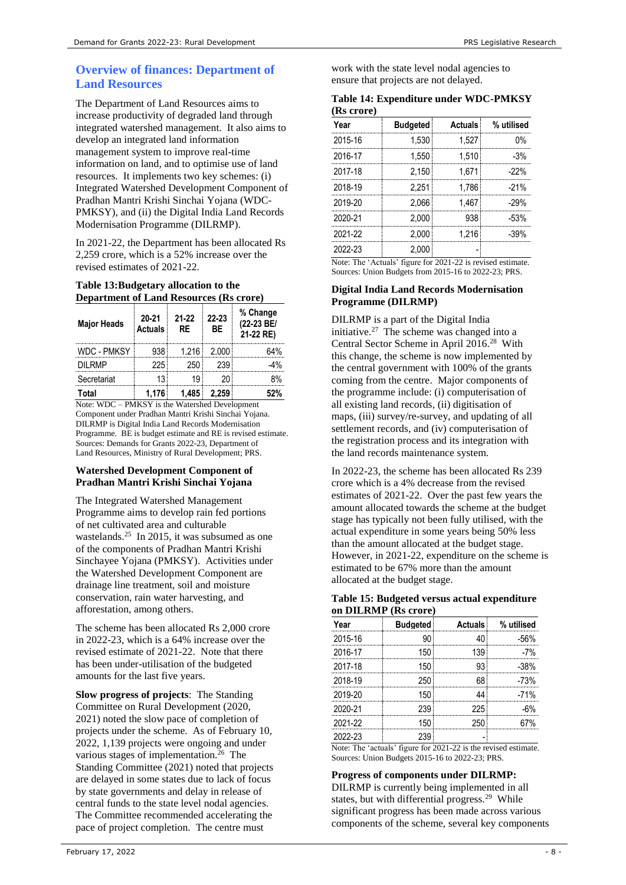## Overview of finances: Department of Land Resources

The Department of Land Resources aims to increase productivity of degraded land through integrated watershed management. It also aims to develop an integrated land information management system to improve real-time information on land, and to optimise use of land resources. It implements two key schemes: (i) Integrated Watershed Development Component of Pradhan Mantri Krishi Sinchai Yojana (WDC-PMKSY), and (ii) the Digital India Land Records Modernisation Programme (DILRMP).

In 2021-22, the Department has been allocated Rs 2,259 crore, which is a 52% increase over the revised estimates of 2021-22.

**Table 13:Budgetary allocation to the Department of Land Resources (Rs crore)**

| Major Heads | 20-21 Actuals | 21-22 RE | 22-23 BE | % Change (22-23 BE/ 21-22 RE) |
|---|---|---|---|---|
| WDC - PMKSY | 938 | 1,216 | 2,000 | 64% |
| DILRMP | 225 | 250 | 239 | -4% |
| Secretariat | 13 | 19 | 20 | 8% |
| **Total** | **1,176** | **1,485** | **2,259** | **52%** |

Note: WDC – PMKSY is the Watershed Development Component under Pradhan Mantri Krishi Sinchai Yojana. DILRMP is Digital India Land Records Modernisation Programme. BE is budget estimate and RE is revised estimate.
Sources: Demands for Grants 2022-23, Department of Land Resources, Ministry of Rural Development; PRS.

### Watershed Development Component of Pradhan Mantri Krishi Sinchai Yojana

The Integrated Watershed Management Programme aims to develop rain fed portions of net cultivated area and culturable wastelands.[25] In 2015, it was subsumed as one of the components of Pradhan Mantri Krishi Sinchayee Yojana (PMKSY). Activities under the Watershed Development Component are drainage line treatment, soil and moisture conservation, rain water harvesting, and afforestation, among others.

The scheme has been allocated Rs 2,000 crore in 2022-23, which is a 64% increase over the revised estimate of 2021-22. Note that there has been under-utilisation of the budgeted amounts for the last five years.

**Slow progress of projects**: The Standing Committee on Rural Development (2020, 2021) noted the slow pace of completion of projects under the scheme. As of February 10, 2022, 1,139 projects were ongoing and under various stages of implementation.[26] The Standing Committee (2021) noted that projects are delayed in some states due to lack of focus by state governments and delay in release of central funds to the state level nodal agencies. The Committee recommended accelerating the pace of project completion. The centre must work with the state level nodal agencies to ensure that projects are not delayed.

**Table 14: Expenditure under WDC-PMKSY (Rs crore)**

| Year | Budgeted | Actuals | % utilised |
|---|---|---|---|
| 2015-16 | 1,530 | 1,527 | 0% |
| 2016-17 | 1,550 | 1,510 | -3% |
| 2017-18 | 2,150 | 1,671 | -22% |
| 2018-19 | 2,251 | 1,786 | -21% |
| 2019-20 | 2,066 | 1,467 | -29% |
| 2020-21 | 2,000 | 938 | -53% |
| 2021-22 | 2,000 | 1,216 | -39% |
| 2022-23 | 2,000 | - | |

Note: The 'Actuals' figure for 2021-22 is revised estimate.
Sources: Union Budgets from 2015-16 to 2022-23; PRS.

### Digital India Land Records Modernisation Programme (DILRMP)

DILRMP is a part of the Digital India initiative.[27] The scheme was changed into a Central Sector Scheme in April 2016.[28] With this change, the scheme is now implemented by the central government with 100% of the grants coming from the centre. Major components of the programme include: (i) computerisation of all existing land records, (ii) digitisation of maps, (iii) survey/re-survey, and updating of all settlement records, and (iv) computerisation of the registration process and its integration with the land records maintenance system.

In 2022-23, the scheme has been allocated Rs 239 crore which is a 4% decrease from the revised estimates of 2021-22. Over the past few years the amount allocated towards the scheme at the budget stage has typically not been fully utilised, with the actual expenditure in some years being 50% less than the amount allocated at the budget stage. However, in 2021-22, expenditure on the scheme is estimated to be 67% more than the amount allocated at the budget stage.

**Table 15: Budgeted versus actual expenditure on DILRMP (Rs crore)**

| Year | Budgeted | Actuals | % utilised |
|---|---|---|---|
| 2015-16 | 90 | 40 | -56% |
| 2016-17 | 150 | 139 | -7% |
| 2017-18 | 150 | 93 | -38% |
| 2018-19 | 250 | 68 | -73% |
| 2019-20 | 150 | 44 | -71% |
| 2020-21 | 239 | 225 | -6% |
| 2021-22 | 150 | 250 | 67% |
| 2022-23 | 239 | - | |

Note: The 'actuals' figure for 2021-22 is the revised estimate.
Sources: Union Budgets 2015-16 to 2022-23; PRS.

**Progress of components under DILRMP:** DILRMP is currently being implemented in all states, but with differential progress.[29] While significant progress has been made across various components of the scheme, several key components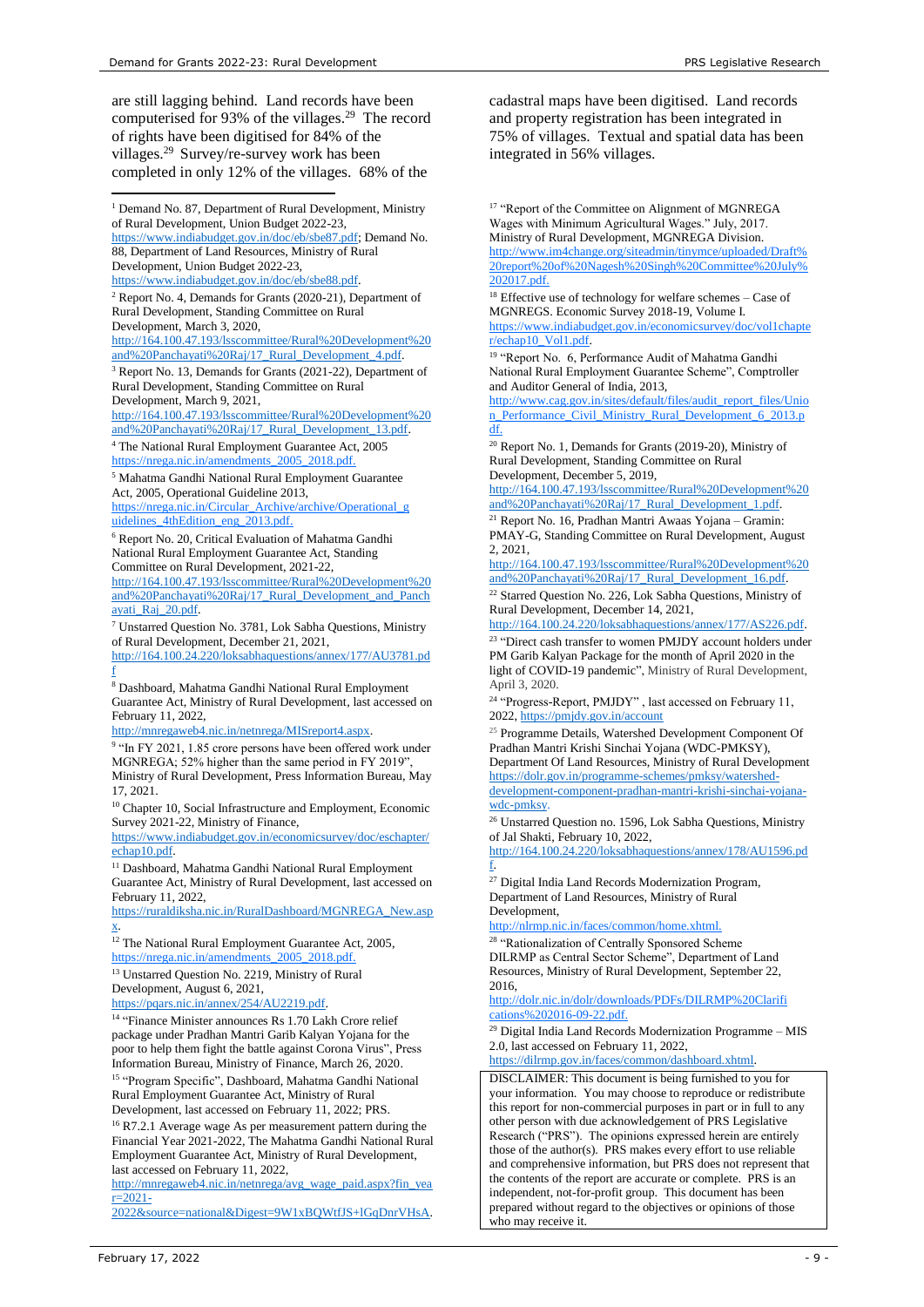are still lagging behind. Land records have been computerised for 93% of the villages.[29] The record of rights have been digitised for 84% of the villages.[29] Survey/re-survey work has been completed in only 12% of the villages. 68% of the cadastral maps have been digitised. Land records and property registration has been integrated in 75% of villages. Textual and spatial data has been integrated in 56% villages.

---

[1] Demand No. 87, Department of Rural Development, Ministry of Rural Development, Union Budget 2022-23, https://www.indiabudget.gov.in/doc/eb/sbe87.pdf; Demand No. 88, Department of Land Resources, Ministry of Rural Development, Union Budget 2022-23, https://www.indiabudget.gov.in/doc/eb/sbe88.pdf.

[2] Report No. 4, Demands for Grants (2020-21), Department of Rural Development, Standing Committee on Rural Development, March 3, 2020, http://164.100.47.193/lsscommittee/Rural%20Development%20and%20Panchayati%20Raj/17_Rural_Development_4.pdf.

[3] Report No. 13, Demands for Grants (2021-22), Department of Rural Development, Standing Committee on Rural Development, March 9, 2021, http://164.100.47.193/lsscommittee/Rural%20Development%20and%20Panchayati%20Raj/17_Rural_Development_13.pdf.

[4] The National Rural Employment Guarantee Act, 2005 https://nrega.nic.in/amendments_2005_2018.pdf.

[5] Mahatma Gandhi National Rural Employment Guarantee Act, 2005, Operational Guideline 2013, https://nrega.nic.in/Circular_Archive/archive/Operational_guidelines_4thEdition_eng_2013.pdf.

[6] Report No. 20, Critical Evaluation of Mahatma Gandhi National Rural Employment Guarantee Act, Standing Committee on Rural Development, 2021-22, http://164.100.47.193/lsscommittee/Rural%20Development%20and%20Panchayati%20Raj/17_Rural_Development_and_Panchayati_Raj_20.pdf.

[7] Unstarred Question No. 3781, Lok Sabha Questions, Ministry of Rural Development, December 21, 2021, http://164.100.24.220/loksabhaquestions/annex/177/AU3781.pdf

[8] Dashboard, Mahatma Gandhi National Rural Employment Guarantee Act, Ministry of Rural Development, last accessed on February 11, 2022, http://mnregaweb4.nic.in/netnrega/MISreport4.aspx.

[9] "In FY 2021, 1.85 crore persons have been offered work under MGNREGA; 52% higher than the same period in FY 2019", Ministry of Rural Development, Press Information Bureau, May 17, 2021.

[10] Chapter 10, Social Infrastructure and Employment, Economic Survey 2021-22, Ministry of Finance, https://www.indiabudget.gov.in/economicsurvey/doc/eschapter/echap10.pdf.

[11] Dashboard, Mahatma Gandhi National Rural Employment Guarantee Act, Ministry of Rural Development, last accessed on February 11, 2022, https://ruraldiksha.nic.in/RuralDashboard/MGNREGA_New.aspx.

[12] The National Rural Employment Guarantee Act, 2005, https://nrega.nic.in/amendments_2005_2018.pdf.

[13] Unstarred Question No. 2219, Ministry of Rural Development, August 6, 2021, https://pqars.nic.in/annex/254/AU2219.pdf.

[14] "Finance Minister announces Rs 1.70 Lakh Crore relief package under Pradhan Mantri Garib Kalyan Yojana for the poor to help them fight the battle against Corona Virus", Press Information Bureau, Ministry of Finance, March 26, 2020.

[15] "Program Specific", Dashboard, Mahatma Gandhi National Rural Employment Guarantee Act, Ministry of Rural Development, last accessed on February 11, 2022; PRS.

[16] R7.2.1 Average wage As per measurement pattern during the Financial Year 2021-2022, The Mahatma Gandhi National Rural Employment Guarantee Act, Ministry of Rural Development, last accessed on February 11, 2022, http://mnregaweb4.nic.in/netnrega/avg_wage_paid.aspx?fin_year=2021-2022&source=national&Digest=9W1xBQWtfJS+lGqDnrVHsA.

[17] "Report of the Committee on Alignment of MGNREGA Wages with Minimum Agricultural Wages." July, 2017. Ministry of Rural Development, MGNREGA Division. http://www.im4change.org/siteadmin/tinymce/uploaded/Draft%20report%20of%20Nagesh%20Singh%20Committee%20July%202017.pdf.

[18] Effective use of technology for welfare schemes – Case of MGNREGS. Economic Survey 2018-19, Volume I. https://www.indiabudget.gov.in/economicsurvey/doc/vol1chapter/echap10_Vol1.pdf.

[19] "Report No. 6, Performance Audit of Mahatma Gandhi National Rural Employment Guarantee Scheme", Comptroller and Auditor General of India, 2013, http://www.cag.gov.in/sites/default/files/audit_report_files/Union_Performance_Civil_Ministry_Rural_Development_6_2013.pdf.

[20] Report No. 1, Demands for Grants (2019-20), Ministry of Rural Development, Standing Committee on Rural Development, December 5, 2019, http://164.100.47.193/lsscommittee/Rural%20Development%20and%20Panchayati%20Raj/17_Rural_Development_1.pdf.

[21] Report No. 16, Pradhan Mantri Awaas Yojana – Gramin: PMAY-G, Standing Committee on Rural Development, August 2, 2021, http://164.100.47.193/lsscommittee/Rural%20Development%20and%20Panchayati%20Raj/17_Rural_Development_16.pdf.

[22] Starred Question No. 226, Lok Sabha Questions, Ministry of Rural Development, December 14, 2021, http://164.100.24.220/loksabhaquestions/annex/177/AS226.pdf.

[23] "Direct cash transfer to women PMJDY account holders under PM Garib Kalyan Package for the month of April 2020 in the light of COVID-19 pandemic", Ministry of Rural Development, April 3, 2020.

[24] "Progress-Report, PMJDY", last accessed on February 11, 2022, https://pmjdy.gov.in/account

[25] Programme Details, Watershed Development Component Of Pradhan Mantri Krishi Sinchai Yojana (WDC-PMKSY), Department Of Land Resources, Ministry of Rural Development https://dolr.gov.in/programme-schemes/pmksy/watershed-development-component-pradhan-mantri-krishi-sinchai-yojana-wdc-pmksy.

[26] Unstarred Question no. 1596, Lok Sabha Questions, Ministry of Jal Shakti, February 10, 2022, http://164.100.24.220/loksabhaquestions/annex/178/AU1596.pdf.

[27] Digital India Land Records Modernization Program, Department of Land Resources, Ministry of Rural Development, http://nlrmp.nic.in/faces/common/home.xhtml.

[28] "Rationalization of Centrally Sponsored Scheme DILRMP as Central Sector Scheme", Department of Land Resources, Ministry of Rural Development, September 22, 2016, http://dolr.nic.in/dolr/downloads/PDFs/DILRMP%20Clarifications%202016-09-22.pdf.

[29] Digital India Land Records Modernization Programme – MIS 2.0, last accessed on February 11, 2022, https://dilrmp.gov.in/faces/common/dashboard.xhtml.

DISCLAIMER: This document is being furnished to you for your information. You may choose to reproduce or redistribute this report for non-commercial purposes in part or in full to any other person with due acknowledgement of PRS Legislative Research ("PRS"). The opinions expressed herein are entirely those of the author(s). PRS makes every effort to use reliable and comprehensive information, but PRS does not represent that the contents of the report are accurate or complete. PRS is an independent, not-for-profit group. This document has been prepared without regard to the objectives or opinions of those who may receive it.